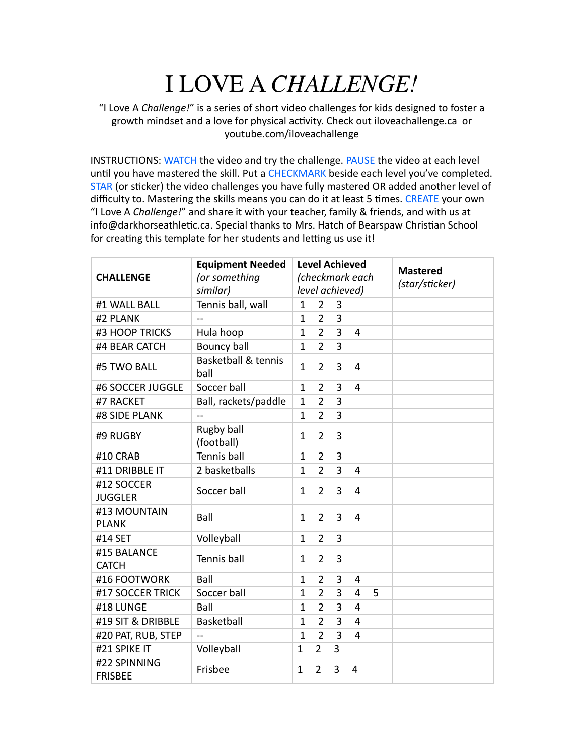# I LOVE A *CHALLENGE!*

"I Love A *Challenge!*" is a series of short video challenges for kids designed to foster a growth mindset and a love for physical activity. Check out iloveachallenge.ca or youtube.com/iloveachallenge

INSTRUCTIONS: WATCH the video and try the challenge. PAUSE the video at each level until you have mastered the skill. Put a CHECKMARK beside each level you've completed. STAR (or sticker) the video challenges you have fully mastered OR added another level of difficulty to. Mastering the skills means you can do it at least 5 times. CREATE your own "I Love A *Challenge!*" and share it with your teacher, family & friends, and with us at info@darkhorseathletic.ca. Special thanks to Mrs. Hatch of Bearspaw Christian School for creating this template for her students and letting us use it!

| **CHALLENGE** | **Equipment Needed** *(or something similar)* | **Level Achieved** *(checkmark each level achieved)* | **Mastered** *(star/sticker)* |
|---|---|---|---|
| #1 WALL BALL | Tennis ball, wall | 1 2 3 | |
| #2 PLANK | -- | 1 2 3 | |
| #3 HOOP TRICKS | Hula hoop | 1 2 3 4 | |
| #4 BEAR CATCH | Bouncy ball | 1 2 3 | |
| #5 TWO BALL | Basketball & tennis ball | 1 2 3 4 | |
| #6 SOCCER JUGGLE | Soccer ball | 1 2 3 4 | |
| #7 RACKET | Ball, rackets/paddle | 1 2 3 | |
| #8 SIDE PLANK | -- | 1 2 3 | |
| #9 RUGBY | Rugby ball (football) | 1 2 3 | |
| #10 CRAB | Tennis ball | 1 2 3 | |
| #11 DRIBBLE IT | 2 basketballs | 1 2 3 4 | |
| #12 SOCCER JUGGLER | Soccer ball | 1 2 3 4 | |
| #13 MOUNTAIN PLANK | Ball | 1 2 3 4 | |
| #14 SET | Volleyball | 1 2 3 | |
| #15 BALANCE CATCH | Tennis ball | 1 2 3 | |
| #16 FOOTWORK | Ball | 1 2 3 4 | |
| #17 SOCCER TRICK | Soccer ball | 1 2 3 4 5 | |
| #18 LUNGE | Ball | 1 2 3 4 | |
| #19 SIT & DRIBBLE | Basketball | 1 2 3 4 | |
| #20 PAT, RUB, STEP | -- | 1 2 3 4 | |
| #21 SPIKE IT | Volleyball | 1 2 3 | |
| #22 SPINNING FRISBEE | Frisbee | 1 2 3 4 | |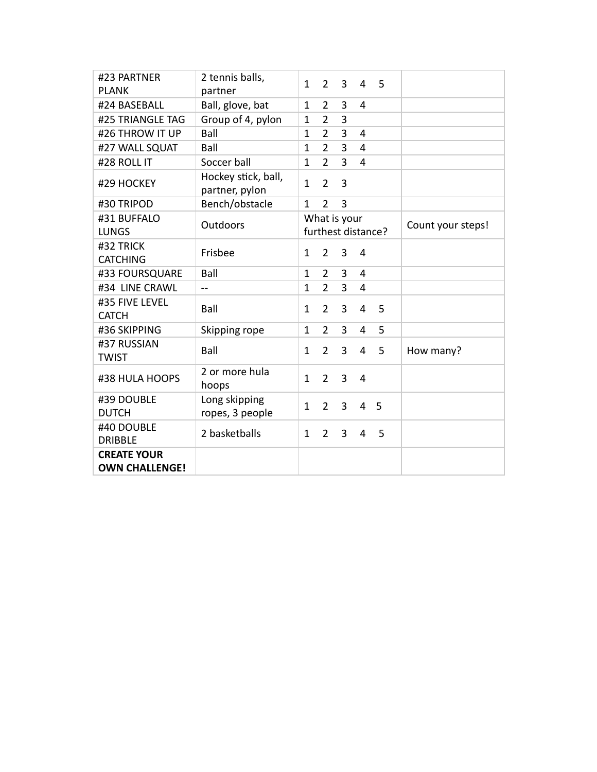| | | | |
|---|---|---|---|
| #23 PARTNER PLANK | 2 tennis balls, partner | 1 2 3 4 5 | |
| #24 BASEBALL | Ball, glove, bat | 1 2 3 4 | |
| #25 TRIANGLE TAG | Group of 4, pylon | 1 2 3 | |
| #26 THROW IT UP | Ball | 1 2 3 4 | |
| #27 WALL SQUAT | Ball | 1 2 3 4 | |
| #28 ROLL IT | Soccer ball | 1 2 3 4 | |
| #29 HOCKEY | Hockey stick, ball, partner, pylon | 1 2 3 | |
| #30 TRIPOD | Bench/obstacle | 1 2 3 | |
| #31 BUFFALO LUNGS | Outdoors | What is your furthest distance? | Count your steps! |
| #32 TRICK CATCHING | Frisbee | 1 2 3 4 | |
| #33 FOURSQUARE | Ball | 1 2 3 4 | |
| #34 LINE CRAWL | -- | 1 2 3 4 | |
| #35 FIVE LEVEL CATCH | Ball | 1 2 3 4 5 | |
| #36 SKIPPING | Skipping rope | 1 2 3 4 5 | |
| #37 RUSSIAN TWIST | Ball | 1 2 3 4 5 | How many? |
| #38 HULA HOOPS | 2 or more hula hoops | 1 2 3 4 | |
| #39 DOUBLE DUTCH | Long skipping ropes, 3 people | 1 2 3 4 5 | |
| #40 DOUBLE DRIBBLE | 2 basketballs | 1 2 3 4 5 | |
| **CREATE YOUR OWN CHALLENGE!** | | | |